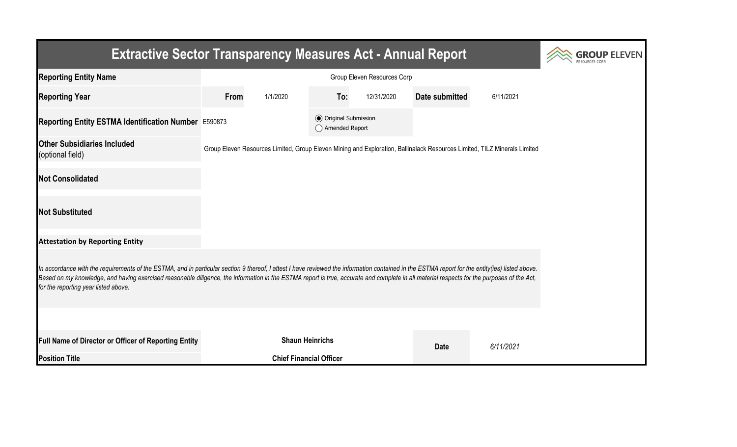# Extractive Sector Transparency Measures Act - Annual Report

| | | | | | | |
|---|---|---|---|---|---|---|
| **Reporting Entity Name** | Group Eleven Resources Corp | | | | | |
| **Reporting Year** | **From** | 1/1/2020 | **To:** | 12/31/2020 | **Date submitted** | 6/11/2021 |
| **Reporting Entity ESTMA Identification Number** | E590873 | | ◉ Original Submission ◯ Amended Report | | | |
| **Other Subsidiaries Included** (optional field) | Group Eleven Resources Limited, Group Eleven Mining and Exploration, Ballinalack Resources Limited, TILZ Minerals Limited | | | | | |
| **Not Consolidated** | | | | | | |
| **Not Substituted** | | | | | | |

**Attestation by Reporting Entity**

*In accordance with the requirements of the ESTMA, and in particular section 9 thereof, I attest I have reviewed the information contained in the ESTMA report for the entity(ies) listed above. Based on my knowledge, and having exercised reasonable diligence, the information in the ESTMA report is true, accurate and complete in all material respects for the purposes of the Act, for the reporting year listed above.*

| | | | |
|---|---|---|---|
| **Full Name of Director or Officer of Reporting Entity** | **Shaun Heinrichs** | **Date** | *6/11/2021* |
| **Position Title** | **Chief Financial Officer** | | |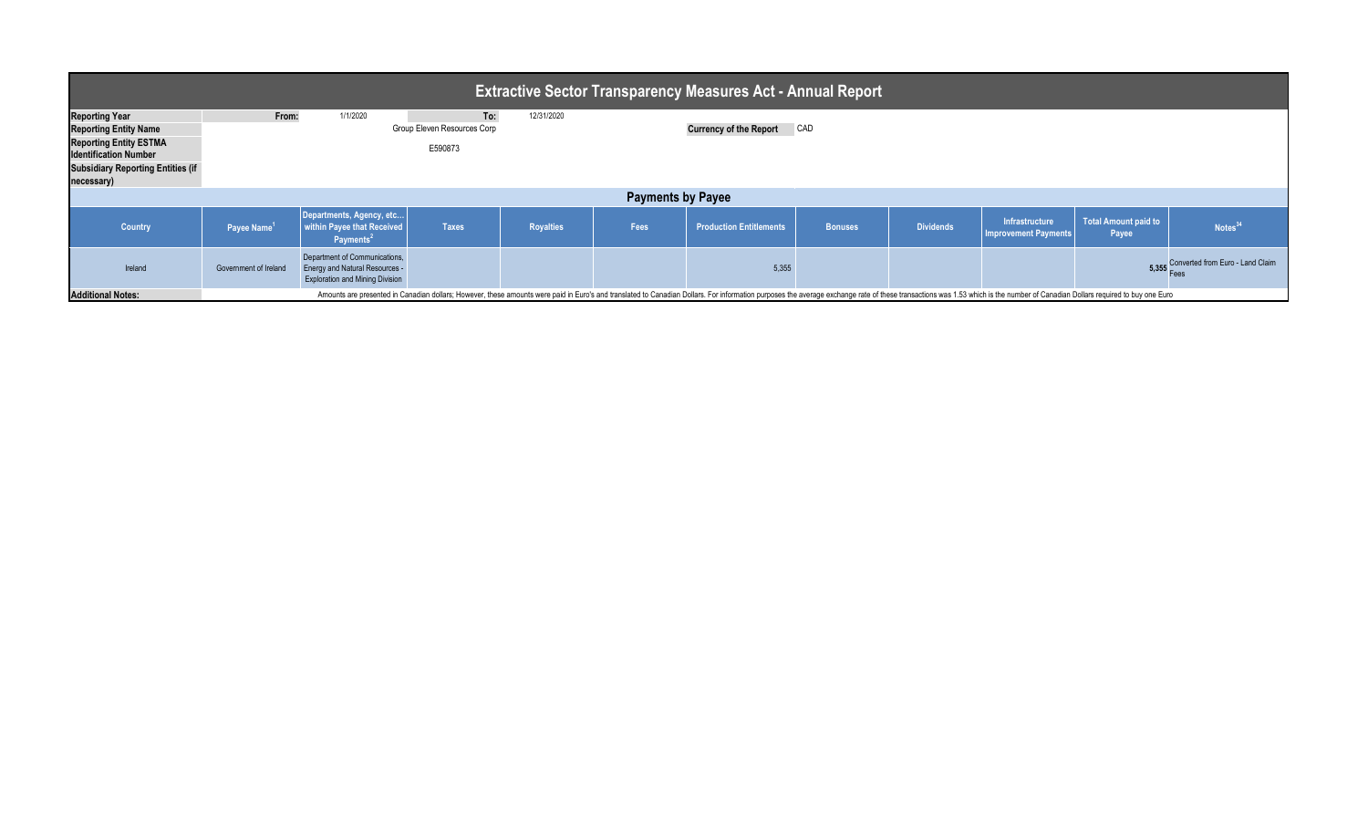# Extractive Sector Transparency Measures Act - Annual Report

| | | | | |
|---|---|---|---|---|
| **Reporting Year** | **From:** | 1/1/2020 | **To:** | 12/31/2020 |
| **Reporting Entity Name** | Group Eleven Resources Corp | | **Currency of the Report** | CAD |
| **Reporting Entity ESTMA Identification Number** | E590873 | | | |
| **Subsidiary Reporting Entities (if necessary)** | | | | |

## Payments by Payee

| Country | Payee Name[1] | Departments, Agency, etc... within Payee that Received Payments[2] | Taxes | Royalties | Fees | Production Entitlements | Bonuses | Dividends | Infrastructure Improvement Payments | Total Amount paid to Payee | Notes[34] |
|---|---|---|---|---|---|---|---|---|---|---|---|
| Ireland | Government of Ireland | Department of Communications, Energy and Natural Resources - Exploration and Mining Division | | | | 5,355 | | | | **5,355** | Converted from Euro - Land Claim Fees |

**Additional Notes:** Amounts are presented in Canadian dollars; However, these amounts were paid in Euro's and translated to Canadian Dollars. For information purposes the average exchange rate of these transactions was 1.53 which is the number of Canadian Dollars required to buy one Euro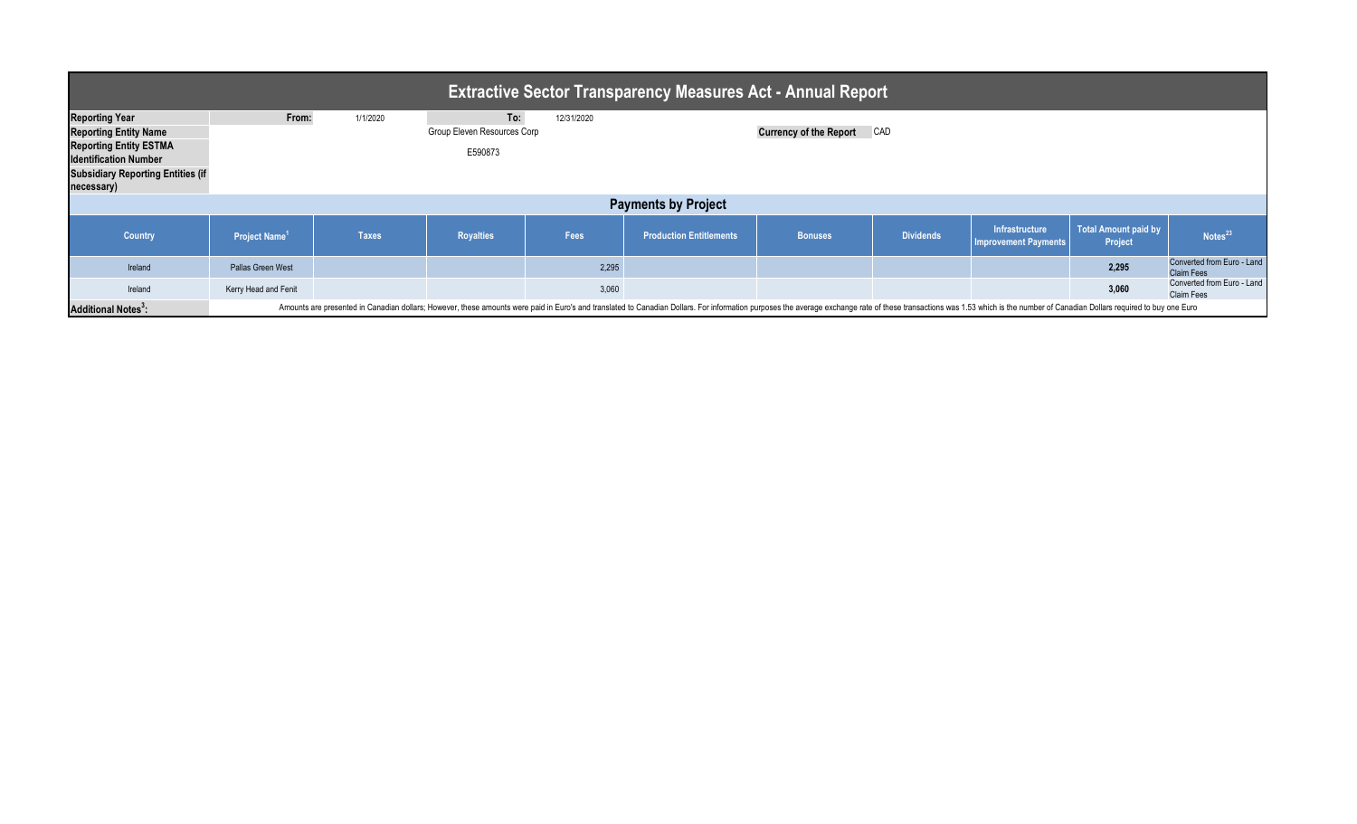# Extractive Sector Transparency Measures Act - Annual Report

| | | | | | |
|---|---|---|---|---|---|
| **Reporting Year** | **From:** | 1/1/2020 | **To:** | 12/31/2020 | |
| **Reporting Entity Name** | | | Group Eleven Resources Corp | | **Currency of the Report** CAD |
| **Reporting Entity ESTMA Identification Number** | | | E590873 | | |
| **Subsidiary Reporting Entities (if necessary)** | | | | | |

## Payments by Project

| Country | Project Name[1] | Taxes | Royalties | Fees | Production Entitlements | Bonuses | Dividends | Infrastructure Improvement Payments | Total Amount paid by Project | Notes[23] |
|---|---|---|---|---|---|---|---|---|---|---|
| Ireland | Pallas Green West | | | 2,295 | | | | | **2,295** | Converted from Euro - Land Claim Fees |
| Ireland | Kerry Head and Fenit | | | 3,060 | | | | | **3,060** | Converted from Euro - Land Claim Fees |

**Additional Notes[3]:** Amounts are presented in Canadian dollars; However, these amounts were paid in Euro's and translated to Canadian Dollars. For information purposes the average exchange rate of these transactions was 1.53 which is the number of Canadian Dollars required to buy one Euro